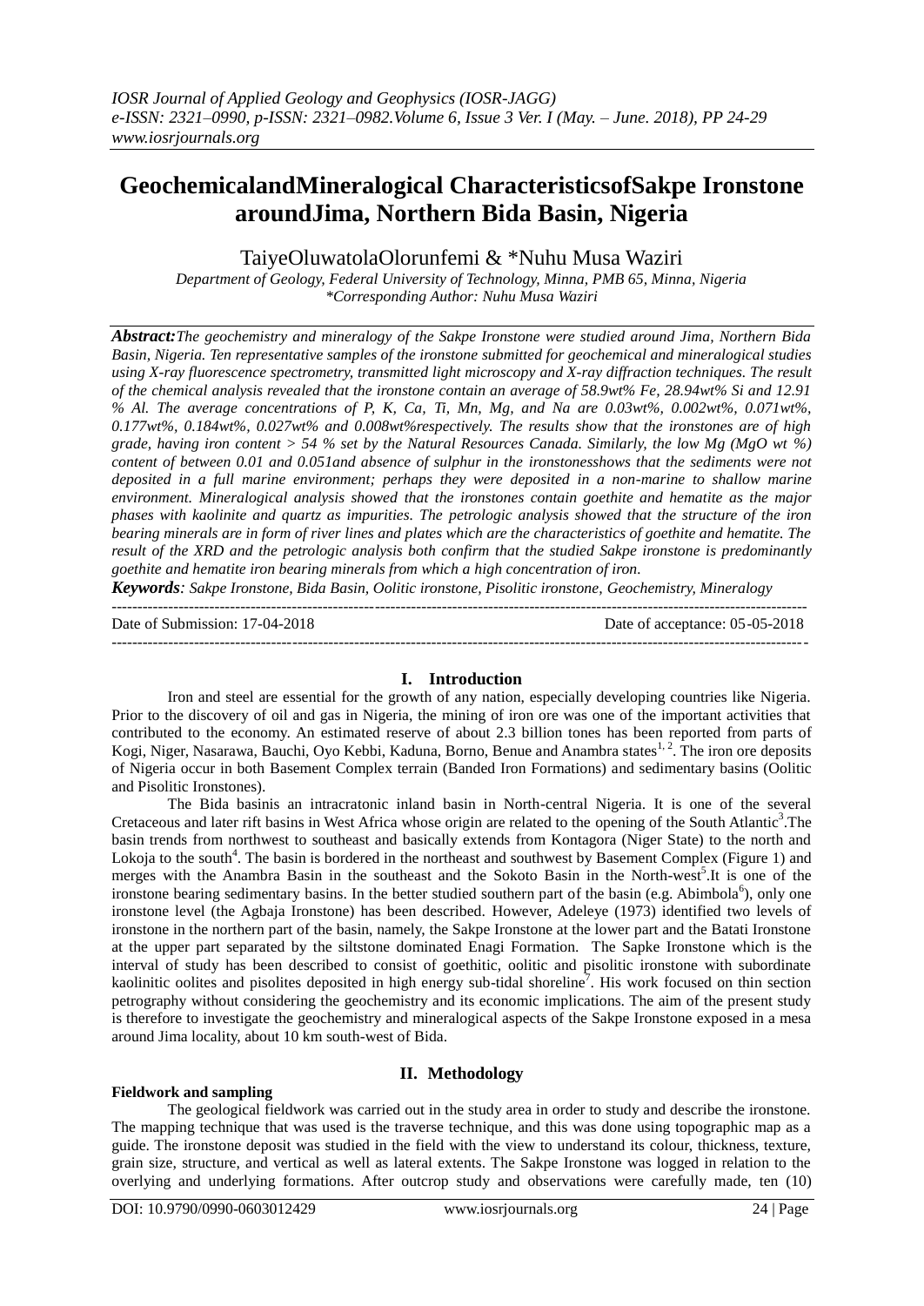# GeochemicalandMineralogical CharacteristicsofSakpe Ironstone aroundJima, Northern Bida Basin, Nigeria

TaiyeOluwatolaOlorunfemi & *Nuhu Musa Waziri

*Department of Geology, Federal University of Technology, Minna, PMB 65, Minna, Nigeria*
*\*Corresponding Author: Nuhu Musa Waziri*

***Abstract:*** *The geochemistry and mineralogy of the Sakpe Ironstone were studied around Jima, Northern Bida Basin, Nigeria. Ten representative samples of the ironstone submitted for geochemical and mineralogical studies using X-ray fluorescence spectrometry, transmitted light microscopy and X-ray diffraction techniques. The result of the chemical analysis revealed that the ironstone contain an average of 58.9wt% Fe, 28.94wt% Si and 12.91 % Al. The average concentrations of P, K, Ca, Ti, Mn, Mg, and Na are 0.03wt%, 0.002wt%, 0.071wt%, 0.177wt%, 0.184wt%, 0.027wt% and 0.008wt%respectively. The results show that the ironstones are of high grade, having iron content > 54 % set by the Natural Resources Canada. Similarly, the low Mg (MgO wt %) content of between 0.01 and 0.051and absence of sulphur in the ironstonesshows that the sediments were not deposited in a full marine environment; perhaps they were deposited in a non-marine to shallow marine environment. Mineralogical analysis showed that the ironstones contain goethite and hematite as the major phases with kaolinite and quartz as impurities. The petrologic analysis showed that the structure of the iron bearing minerals are in form of river lines and plates which are the characteristics of goethite and hematite. The result of the XRD and the petrologic analysis both confirm that the studied Sakpe ironstone is predominantly goethite and hematite iron bearing minerals from which a high concentration of iron.*

***Keywords****: Sakpe Ironstone, Bida Basin, Oolitic ironstone, Pisolitic ironstone, Geochemistry, Mineralogy*

---

Date of Submission: 17-04-2018 Date of acceptance: 05-05-2018

---

## I. Introduction

Iron and steel are essential for the growth of any nation, especially developing countries like Nigeria. Prior to the discovery of oil and gas in Nigeria, the mining of iron ore was one of the important activities that contributed to the economy. An estimated reserve of about 2.3 billion tones has been reported from parts of Kogi, Niger, Nasarawa, Bauchi, Oyo Kebbi, Kaduna, Borno, Benue and Anambra states[1, 2]. The iron ore deposits of Nigeria occur in both Basement Complex terrain (Banded Iron Formations) and sedimentary basins (Oolitic and Pisolitic Ironstones).

The Bida basinis an intracratonic inland basin in North-central Nigeria. It is one of the several Cretaceous and later rift basins in West Africa whose origin are related to the opening of the South Atlantic[3].The basin trends from northwest to southeast and basically extends from Kontagora (Niger State) to the north and Lokoja to the south[4]. The basin is bordered in the northeast and southwest by Basement Complex (Figure 1) and merges with the Anambra Basin in the southeast and the Sokoto Basin in the North-west[5].It is one of the ironstone bearing sedimentary basins. In the better studied southern part of the basin (e.g. Abimbola[6]), only one ironstone level (the Agbaja Ironstone) has been described. However, Adeleye (1973) identified two levels of ironstone in the northern part of the basin, namely, the Sakpe Ironstone at the lower part and the Batati Ironstone at the upper part separated by the siltstone dominated Enagi Formation. The Sapke Ironstone which is the interval of study has been described to consist of goethitic, oolitic and pisolitic ironstone with subordinate kaolinitic oolites and pisolites deposited in high energy sub-tidal shoreline[7]. His work focused on thin section petrography without considering the geochemistry and its economic implications. The aim of the present study is therefore to investigate the geochemistry and mineralogical aspects of the Sakpe Ironstone exposed in a mesa around Jima locality, about 10 km south-west of Bida.

## II. Methodology

### Fieldwork and sampling

The geological fieldwork was carried out in the study area in order to study and describe the ironstone. The mapping technique that was used is the traverse technique, and this was done using topographic map as a guide. The ironstone deposit was studied in the field with the view to understand its colour, thickness, texture, grain size, structure, and vertical as well as lateral extents. The Sakpe Ironstone was logged in relation to the overlying and underlying formations. After outcrop study and observations were carefully made, ten (10)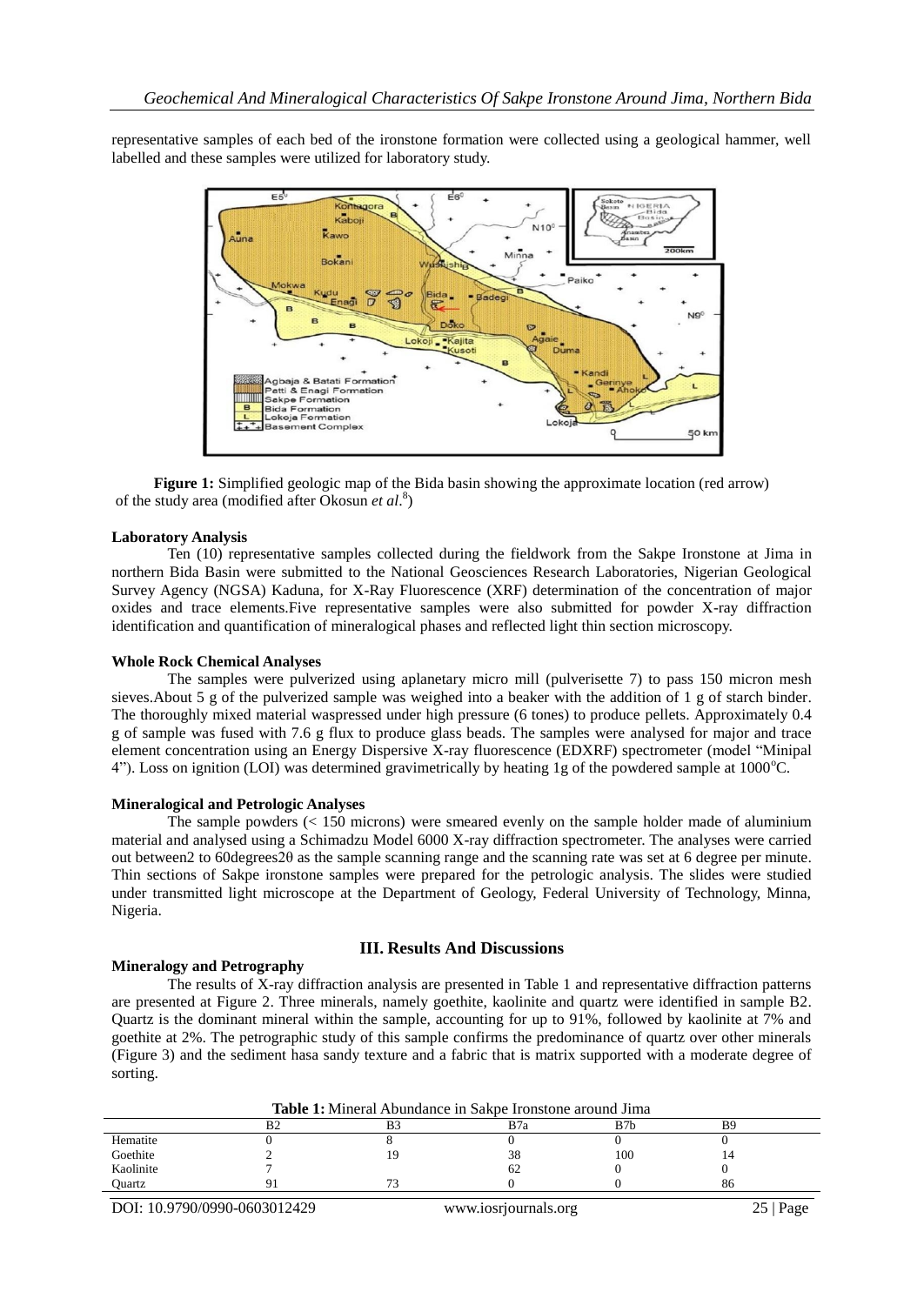representative samples of each bed of the ironstone formation were collected using a geological hammer, well labelled and these samples were utilized for laboratory study.

**Figure 1:** Simplified geologic map of the Bida basin showing the approximate location (red arrow) of the study area (modified after Okosun *et al*.[8])

**Laboratory Analysis**

Ten (10) representative samples collected during the fieldwork from the Sakpe Ironstone at Jima in northern Bida Basin were submitted to the National Geosciences Research Laboratories, Nigerian Geological Survey Agency (NGSA) Kaduna, for X-Ray Fluorescence (XRF) determination of the concentration of major oxides and trace elements.Five representative samples were also submitted for powder X-ray diffraction identification and quantification of mineralogical phases and reflected light thin section microscopy.

**Whole Rock Chemical Analyses**

The samples were pulverized using aplanetary micro mill (pulverisette 7) to pass 150 micron mesh sieves.About 5 g of the pulverized sample was weighed into a beaker with the addition of 1 g of starch binder. The thoroughly mixed material waspressed under high pressure (6 tones) to produce pellets. Approximately 0.4 g of sample was fused with 7.6 g flux to produce glass beads. The samples were analysed for major and trace element concentration using an Energy Dispersive X-ray fluorescence (EDXRF) spectrometer (model "Minipal 4"). Loss on ignition (LOI) was determined gravimetrically by heating 1g of the powdered sample at 1000$^{o}$C.

**Mineralogical and Petrologic Analyses**

The sample powders (< 150 microns) were smeared evenly on the sample holder made of aluminium material and analysed using a Schimadzu Model 6000 X-ray diffraction spectrometer. The analyses were carried out between2 to 60degrees2θ as the sample scanning range and the scanning rate was set at 6 degree per minute. Thin sections of Sakpe ironstone samples were prepared for the petrologic analysis. The slides were studied under transmitted light microscope at the Department of Geology, Federal University of Technology, Minna, Nigeria.

## III. Results And Discussions

**Mineralogy and Petrography**

The results of X-ray diffraction analysis are presented in Table 1 and representative diffraction patterns are presented at Figure 2. Three minerals, namely goethite, kaolinite and quartz were identified in sample B2. Quartz is the dominant mineral within the sample, accounting for up to 91%, followed by kaolinite at 7% and goethite at 2%. The petrographic study of this sample confirms the predominance of quartz over other minerals (Figure 3) and the sediment hasa sandy texture and a fabric that is matrix supported with a moderate degree of sorting.

**Table 1:** Mineral Abundance in Sakpe Ironstone around Jima

| | B2 | B3 | B7a | B7b | B9 |
|---|---|---|---|---|---|
| Hematite | 0 | 8 | 0 | 0 | 0 |
| Goethite | 2 | 19 | 38 | 100 | 14 |
| Kaolinite | 7 | | 62 | 0 | 0 |
| Quartz | 91 | 73 | 0 | 0 | 86 |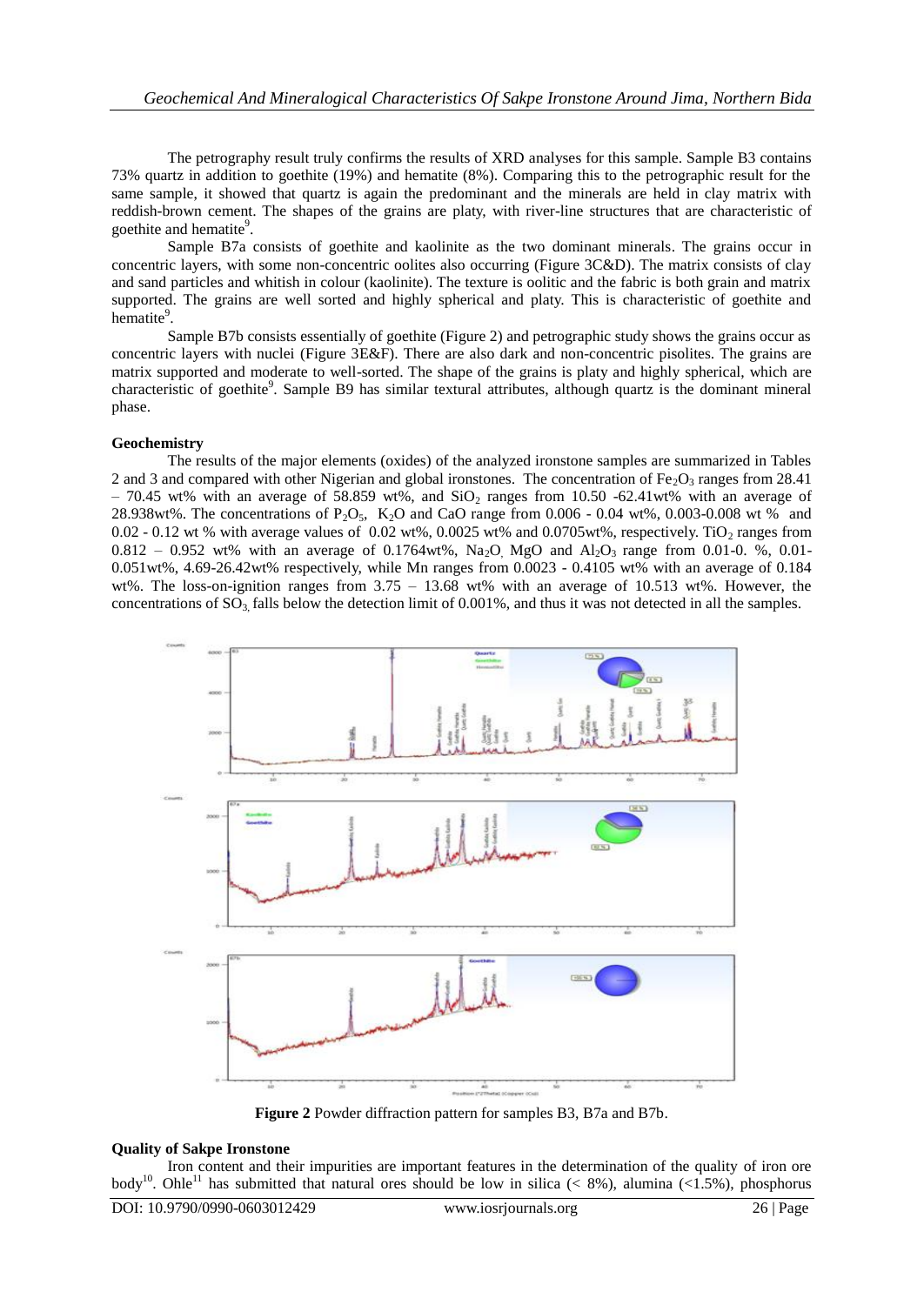The petrography result truly confirms the results of XRD analyses for this sample. Sample B3 contains 73% quartz in addition to goethite (19%) and hematite (8%). Comparing this to the petrographic result for the same sample, it showed that quartz is again the predominant and the minerals are held in clay matrix with reddish-brown cement. The shapes of the grains are platy, with river-line structures that are characteristic of goethite and hematite[9].

Sample B7a consists of goethite and kaolinite as the two dominant minerals. The grains occur in concentric layers, with some non-concentric oolites also occurring (Figure 3C&D). The matrix consists of clay and sand particles and whitish in colour (kaolinite). The texture is oolitic and the fabric is both grain and matrix supported. The grains are well sorted and highly spherical and platy. This is characteristic of goethite and hematite[9].

Sample B7b consists essentially of goethite (Figure 2) and petrographic study shows the grains occur as concentric layers with nuclei (Figure 3E&F). There are also dark and non-concentric pisolites. The grains are matrix supported and moderate to well-sorted. The shape of the grains is platy and highly spherical, which are characteristic of goethite[9]. Sample B9 has similar textural attributes, although quartz is the dominant mineral phase.

**Geochemistry**

The results of the major elements (oxides) of the analyzed ironstone samples are summarized in Tables 2 and 3 and compared with other Nigerian and global ironstones. The concentration of $Fe_2O_3$ ranges from 28.41 – 70.45 wt% with an average of 58.859 wt%, and $SiO_2$ ranges from 10.50 -62.41wt% with an average of 28.938wt%. The concentrations of $P_2O_5$, $K_2O$ and CaO range from 0.006 - 0.04 wt%, 0.003-0.008 wt % and 0.02 - 0.12 wt % with average values of 0.02 wt%, 0.0025 wt% and 0.0705wt%, respectively. $TiO_2$ ranges from 0.812 – 0.952 wt% with an average of 0.1764wt%, $Na_2O$, MgO and $Al_2O_3$ range from 0.01-0. %, 0.01-0.051wt%, 4.69-26.42wt% respectively, while Mn ranges from 0.0023 - 0.4105 wt% with an average of 0.184 wt%. The loss-on-ignition ranges from 3.75 – 13.68 wt% with an average of 10.513 wt%. However, the concentrations of $SO_3$ falls below the detection limit of 0.001%, and thus it was not detected in all the samples.

**Figure 2** Powder diffraction pattern for samples B3, B7a and B7b.

**Quality of Sakpe Ironstone**

Iron content and their impurities are important features in the determination of the quality of iron ore body[10]. Ohle[11] has submitted that natural ores should be low in silica (< 8%), alumina (<1.5%), phosphorus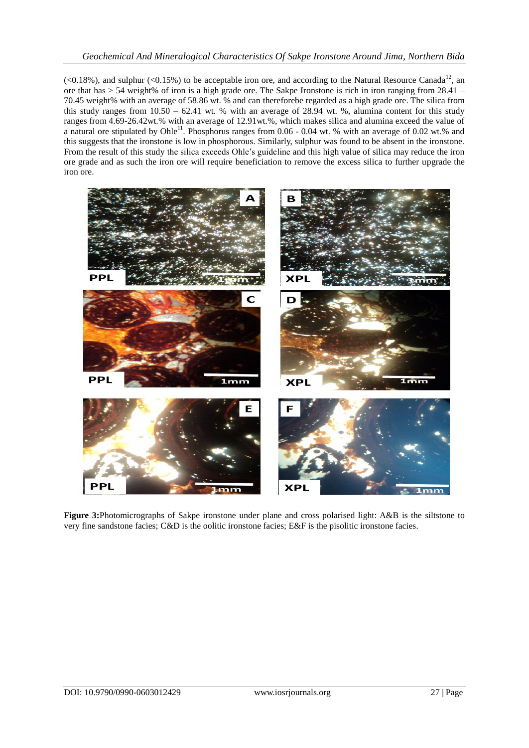(<0.18%), and sulphur (<0.15%) to be acceptable iron ore, and according to the Natural Resource Canada[12], an ore that has > 54 weight% of iron is a high grade ore. The Sakpe Ironstone is rich in iron ranging from 28.41 – 70.45 weight% with an average of 58.86 wt. % and can thereforebe regarded as a high grade ore. The silica from this study ranges from 10.50 – 62.41 wt. % with an average of 28.94 wt. %, alumina content for this study ranges from 4.69-26.42wt.% with an average of 12.91wt.%, which makes silica and alumina exceed the value of a natural ore stipulated by Ohle[11]. Phosphorus ranges from 0.06 - 0.04 wt. % with an average of 0.02 wt.% and this suggests that the ironstone is low in phosphorous. Similarly, sulphur was found to be absent in the ironstone. From the result of this study the silica exceeds Ohle's guideline and this high value of silica may reduce the iron ore grade and as such the iron ore will require beneficiation to remove the excess silica to further upgrade the iron ore.

**Figure 3:**Photomicrographs of Sakpe ironstone under plane and cross polarised light: A&B is the siltstone to very fine sandstone facies; C&D is the oolitic ironstone facies; E&F is the pisolitic ironstone facies.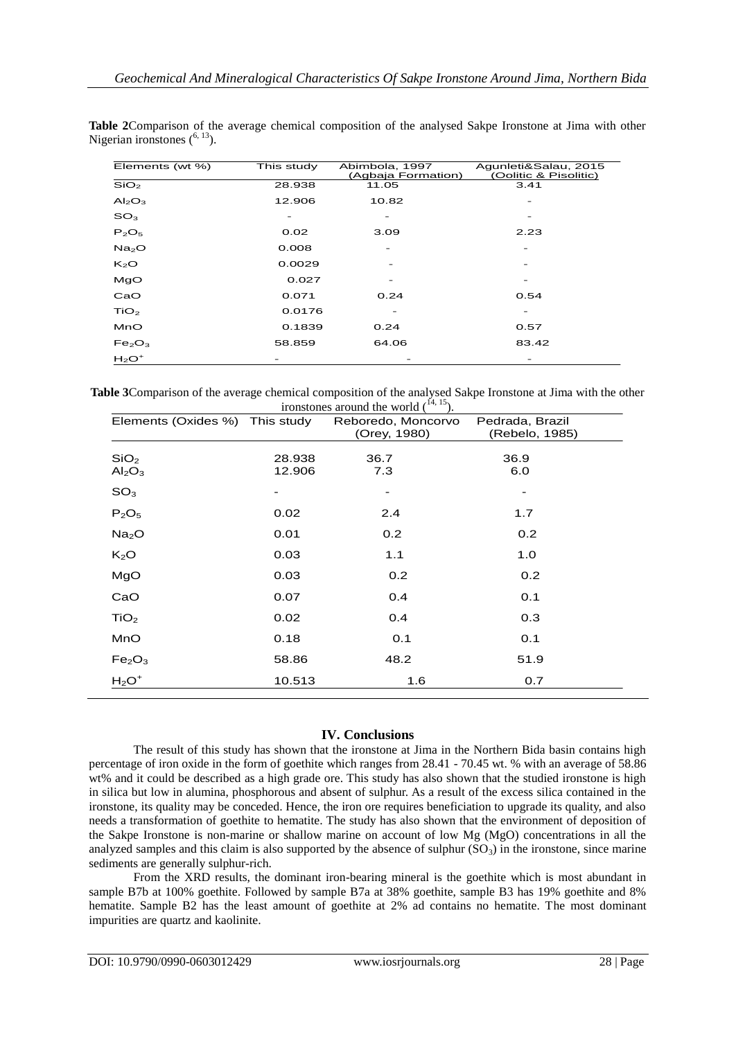**Table 2**Comparison of the average chemical composition of the analysed Sakpe Ironstone at Jima with other Nigerian ironstones ([6, 13]).

| Elements (wt %) | This study | Abimbola, 1997 (Agbaja Formation) | Agunleti&Salau, 2015 (Oolitic & Pisolitic) |
|---|---|---|---|
| $SiO_2$ | 28.938 | 11.05 | 3.41 |
| $Al_2O_3$ | 12.906 | 10.82 | - |
| $SO_3$ | - | - | - |
| $P_2O_5$ | 0.02 | 3.09 | 2.23 |
| $Na_2O$ | 0.008 | - | - |
| $K_2O$ | 0.0029 | - | - |
| MgO | 0.027 | - | - |
| CaO | 0.071 | 0.24 | 0.54 |
| $TiO_2$ | 0.0176 | - | - |
| MnO | 0.1839 | 0.24 | 0.57 |
| $Fe_2O_3$ | 58.859 | 64.06 | 83.42 |
| $H_2O^+$ | - | - | - |

**Table 3**Comparison of the average chemical composition of the analysed Sakpe Ironstone at Jima with the other ironstones around the world ([14, 15]).

| Elements (Oxides %) | This study | Reboredo, Moncorvo (Orey, 1980) | Pedrada, Brazil (Rebelo, 1985) |
|---|---|---|---|
| $SiO_2$ | 28.938 | 36.7 | 36.9 |
| $Al_2O_3$ | 12.906 | 7.3 | 6.0 |
| $SO_3$ | - | - | - |
| $P_2O_5$ | 0.02 | 2.4 | 1.7 |
| $Na_2O$ | 0.01 | 0.2 | 0.2 |
| $K_2O$ | 0.03 | 1.1 | 1.0 |
| MgO | 0.03 | 0.2 | 0.2 |
| CaO | 0.07 | 0.4 | 0.1 |
| $TiO_2$ | 0.02 | 0.4 | 0.3 |
| MnO | 0.18 | 0.1 | 0.1 |
| $Fe_2O_3$ | 58.86 | 48.2 | 51.9 |
| $H_2O^+$ | 10.513 | 1.6 | 0.7 |

## IV. Conclusions

The result of this study has shown that the ironstone at Jima in the Northern Bida basin contains high percentage of iron oxide in the form of goethite which ranges from 28.41 - 70.45 wt. % with an average of 58.86 wt% and it could be described as a high grade ore. This study has also shown that the studied ironstone is high in silica but low in alumina, phosphorous and absent of sulphur. As a result of the excess silica contained in the ironstone, its quality may be conceded. Hence, the iron ore requires beneficiation to upgrade its quality, and also needs a transformation of goethite to hematite. The study has also shown that the environment of deposition of the Sakpe Ironstone is non-marine or shallow marine on account of low Mg (MgO) concentrations in all the analyzed samples and this claim is also supported by the absence of sulphur ($SO_3$) in the ironstone, since marine sediments are generally sulphur-rich.

From the XRD results, the dominant iron-bearing mineral is the goethite which is most abundant in sample B7b at 100% goethite. Followed by sample B7a at 38% goethite, sample B3 has 19% goethite and 8% hematite. Sample B2 has the least amount of goethite at 2% ad contains no hematite. The most dominant impurities are quartz and kaolinite.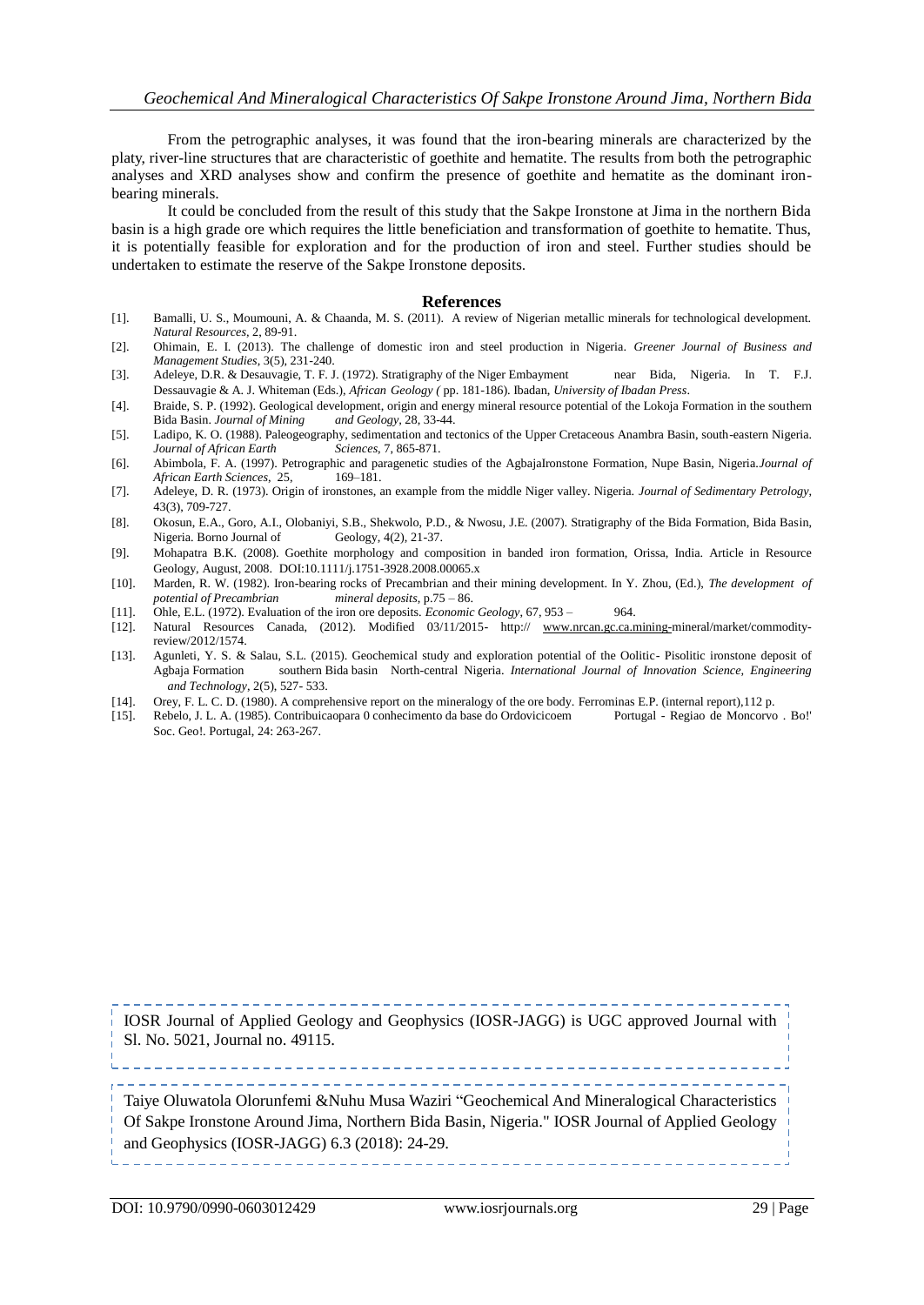From the petrographic analyses, it was found that the iron-bearing minerals are characterized by the platy, river-line structures that are characteristic of goethite and hematite. The results from both the petrographic analyses and XRD analyses show and confirm the presence of goethite and hematite as the dominant iron-bearing minerals.

It could be concluded from the result of this study that the Sakpe Ironstone at Jima in the northern Bida basin is a high grade ore which requires the little beneficiation and transformation of goethite to hematite. Thus, it is potentially feasible for exploration and for the production of iron and steel. Further studies should be undertaken to estimate the reserve of the Sakpe Ironstone deposits.

## References

[1]. Bamalli, U. S., Moumouni, A. & Chaanda, M. S. (2011). A review of Nigerian metallic minerals for technological development. *Natural Resources*, 2, 89-91.

[2]. Ohimain, E. I. (2013). The challenge of domestic iron and steel production in Nigeria. *Greener Journal of Business and Management Studies*, 3(5), 231-240.

[3]. Adeleye, D.R. & Desauvagie, T. F. J. (1972). Stratigraphy of the Niger Embayment near Bida, Nigeria. In T. F.J. Dessauvagie & A. J. Whiteman (Eds.), *African Geology (* pp. 181-186). Ibadan, *University of Ibadan Press*.

[4]. Braide, S. P. (1992). Geological development, origin and energy mineral resource potential of the Lokoja Formation in the southern Bida Basin. *Journal of Mining and Geology*, 28, 33-44.

[5]. Ladipo, K. O. (1988). Paleogeography, sedimentation and tectonics of the Upper Cretaceous Anambra Basin, south-eastern Nigeria. *Journal of African Earth Sciences*, 7, 865-871.

[6]. Abimbola, F. A. (1997). Petrographic and paragenetic studies of the AgbajaIronstone Formation, Nupe Basin, Nigeria.*Journal of African Earth Sciences*, 25, 169–181.

[7]. Adeleye, D. R. (1973). Origin of ironstones, an example from the middle Niger valley. Nigeria. *Journal of Sedimentary Petrology*, 43(3), 709-727.

[8]. Okosun, E.A., Goro, A.I., Olobaniyi, S.B., Shekwolo, P.D., & Nwosu, J.E. (2007). Stratigraphy of the Bida Formation, Bida Basin, Nigeria. Borno Journal of Geology, 4(2), 21-37.

[9]. Mohapatra B.K. (2008). Goethite morphology and composition in banded iron formation, Orissa, India. Article in Resource Geology, August, 2008. DOI:10.1111/j.1751-3928.2008.00065.x

[10]. Marden, R. W. (1982). Iron-bearing rocks of Precambrian and their mining development. In Y. Zhou, (Ed.), *The development of potential of Precambrian mineral deposits*, p.75 – 86.

[11]. Ohle, E.L. (1972). Evaluation of the iron ore deposits. *Economic Geology*, 67, 953 – 964.

[12]. Natural Resources Canada, (2012). Modified 03/11/2015- http:// www.nrcan.gc.ca.mining-mineral/market/commodity-review/2012/1574.

[13]. Agunleti, Y. S. & Salau, S.L. (2015). Geochemical study and exploration potential of the Oolitic- Pisolitic ironstone deposit of Agbaja Formation southern Bida basin North-central Nigeria. *International Journal of Innovation Science, Engineering and Technology*, 2(5), 527- 533.

[14]. Orey, F. L. C. D. (1980). A comprehensive report on the mineralogy of the ore body. Ferrominas E.P. (internal report),112 p.

[15]. Rebelo, J. L. A. (1985). Contribuicaopara 0 conhecimento da base do Ordovicicoem Portugal - Regiao de Moncorvo . Bo!' Soc. Geo!. Portugal, 24: 263-267.

IOSR Journal of Applied Geology and Geophysics (IOSR-JAGG) is UGC approved Journal with Sl. No. 5021, Journal no. 49115.

Taiye Oluwatola Olorunfemi &Nuhu Musa Waziri "Geochemical And Mineralogical Characteristics Of Sakpe Ironstone Around Jima, Northern Bida Basin, Nigeria." IOSR Journal of Applied Geology and Geophysics (IOSR-JAGG) 6.3 (2018): 24-29.